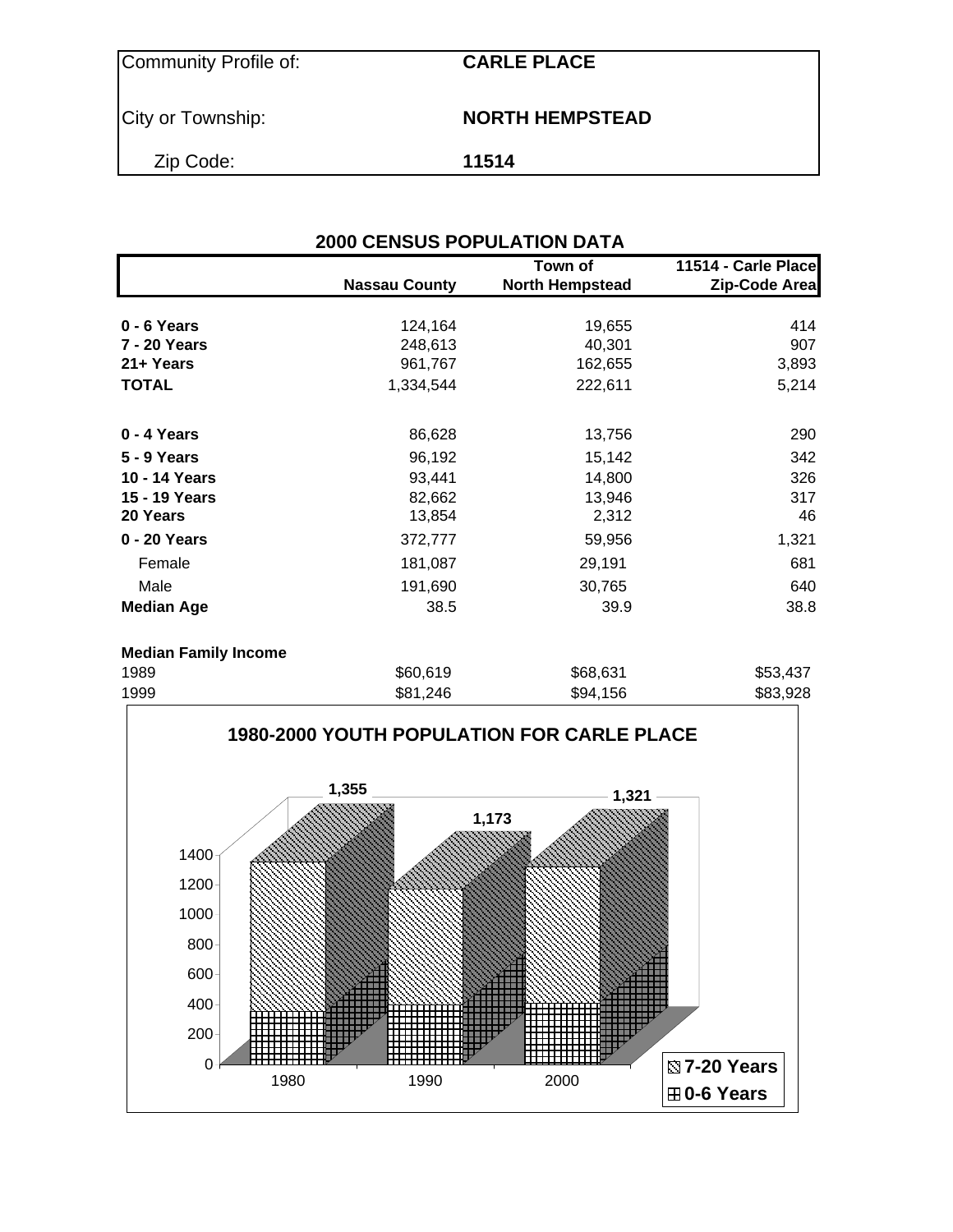| | |
|---|---|
| Community Profile of: | **CARLE PLACE** |
| City or Township: | **NORTH HEMPSTEAD** |
| Zip Code: | **11514** |

## 2000 CENSUS POPULATION DATA

| | Nassau County | Town of North Hempstead | 11514 - Carle Place Zip-Code Area |
|---|---|---|---|
| **0 - 6 Years** | 124,164 | 19,655 | 414 |
| **7 - 20 Years** | 248,613 | 40,301 | 907 |
| **21+ Years** | 961,767 | 162,655 | 3,893 |
| **TOTAL** | 1,334,544 | 222,611 | 5,214 |
| | | | |
| **0 - 4 Years** | 86,628 | 13,756 | 290 |
| **5 - 9 Years** | 96,192 | 15,142 | 342 |
| **10 - 14 Years** | 93,441 | 14,800 | 326 |
| **15 - 19 Years** | 82,662 | 13,946 | 317 |
| **20 Years** | 13,854 | 2,312 | 46 |
| **0 - 20 Years** | 372,777 | 59,956 | 1,321 |
| Female | 181,087 | 29,191 | 681 |
| Male | 191,690 | 30,765 | 640 |
| **Median Age** | 38.5 | 39.9 | 38.8 |
| | | | |
| **Median Family Income** | | | |
| 1989 | $60,619 | $68,631 | $53,437 |
| 1999 | $81,246 | $94,156 | $83,928 |

**1980-2000 YOUTH POPULATION FOR CARLE PLACE**

| Year | Total (0-20 Years) |
|---|---|
| 1980 | 1,355 |
| 1990 | 1,173 |
| 2000 | 1,321 |

Legend: 7-20 Years; 0-6 Years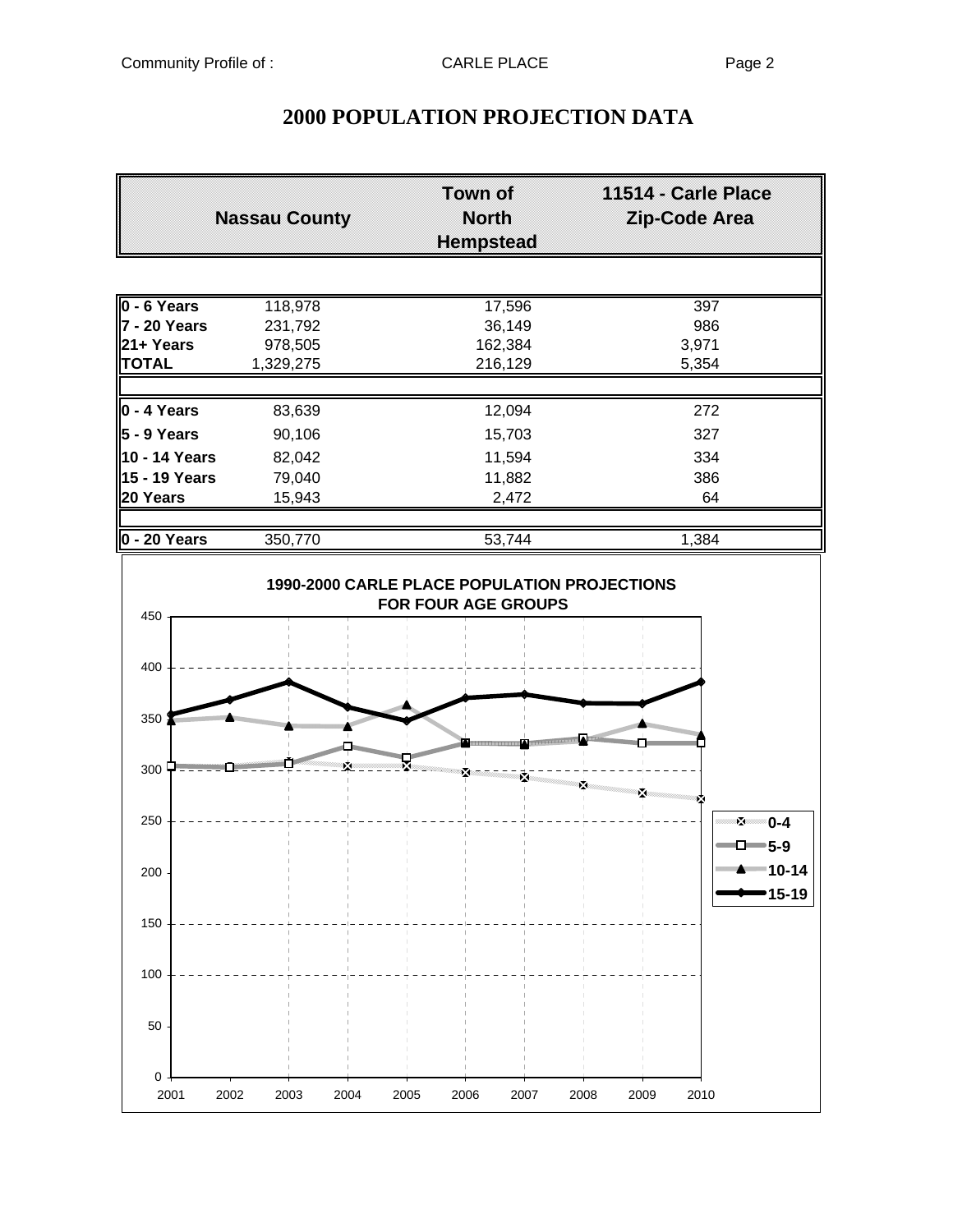# 2000 POPULATION PROJECTION DATA

| | Nassau County | Town of North Hempstead | 11514 - Carle Place Zip-Code Area |
|---|---|---|---|
| **0 - 6 Years** | 118,978 | 17,596 | 397 |
| **7 - 20 Years** | 231,792 | 36,149 | 986 |
| **21+ Years** | 978,505 | 162,384 | 3,971 |
| **TOTAL** | 1,329,275 | 216,129 | 5,354 |
| | | | |
| **0 - 4 Years** | 83,639 | 12,094 | 272 |
| **5 - 9 Years** | 90,106 | 15,703 | 327 |
| **10 - 14 Years** | 82,042 | 11,594 | 334 |
| **15 - 19 Years** | 79,040 | 11,882 | 386 |
| **20 Years** | 15,943 | 2,472 | 64 |
| | | | |
| **0 - 20 Years** | 350,770 | 53,744 | 1,384 |

**1990-2000 CARLE PLACE POPULATION PROJECTIONS FOR FOUR AGE GROUPS**

Legend: 0-4, 5-9, 10-14, 15-19

Y-axis: 0 – 450; X-axis: 2001 – 2010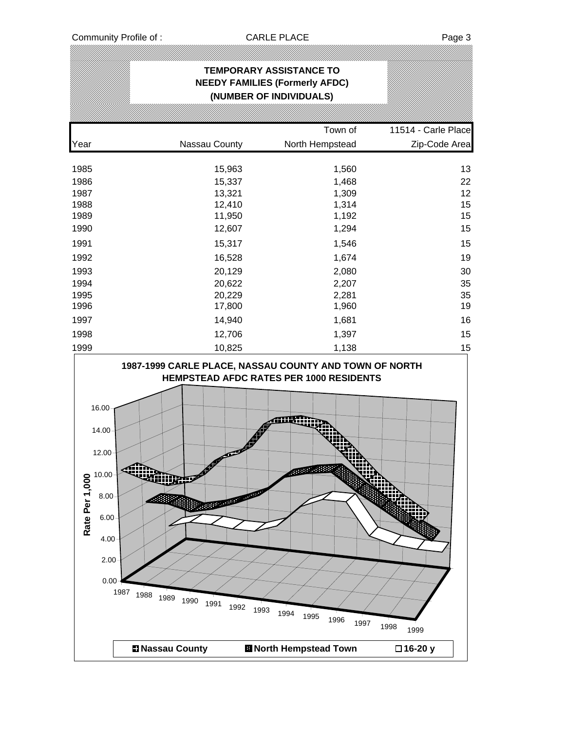## TEMPORARY ASSISTANCE TO NEEDY FAMILIES (Formerly AFDC) (NUMBER OF INDIVIDUALS)

| Year | Nassau County | Town of North Hempstead | 11514 - Carle Place Zip-Code Area |
|---|---|---|---|
| 1985 | 15,963 | 1,560 | 13 |
| 1986 | 15,337 | 1,468 | 22 |
| 1987 | 13,321 | 1,309 | 12 |
| 1988 | 12,410 | 1,314 | 15 |
| 1989 | 11,950 | 1,192 | 15 |
| 1990 | 12,607 | 1,294 | 15 |
| 1991 | 15,317 | 1,546 | 15 |
| 1992 | 16,528 | 1,674 | 19 |
| 1993 | 20,129 | 2,080 | 30 |
| 1994 | 20,622 | 2,207 | 35 |
| 1995 | 20,229 | 2,281 | 35 |
| 1996 | 17,800 | 1,960 | 19 |
| 1997 | 14,940 | 1,681 | 16 |
| 1998 | 12,706 | 1,397 | 15 |
| 1999 | 10,825 | 1,138 | 15 |

**1987-1999 CARLE PLACE, NASSAU COUNTY AND TOWN OF NORTH HEMPSTEAD AFDC RATES PER 1000 RESIDENTS**

Rate Per 1,000: 0.00, 2.00, 4.00, 6.00, 8.00, 10.00, 12.00, 14.00, 16.00

Years: 1987, 1988, 1989, 1990, 1991, 1992, 1993, 1994, 1995, 1996, 1997, 1998, 1999

Legend: Nassau County, North Hempstead Town, 16-20 y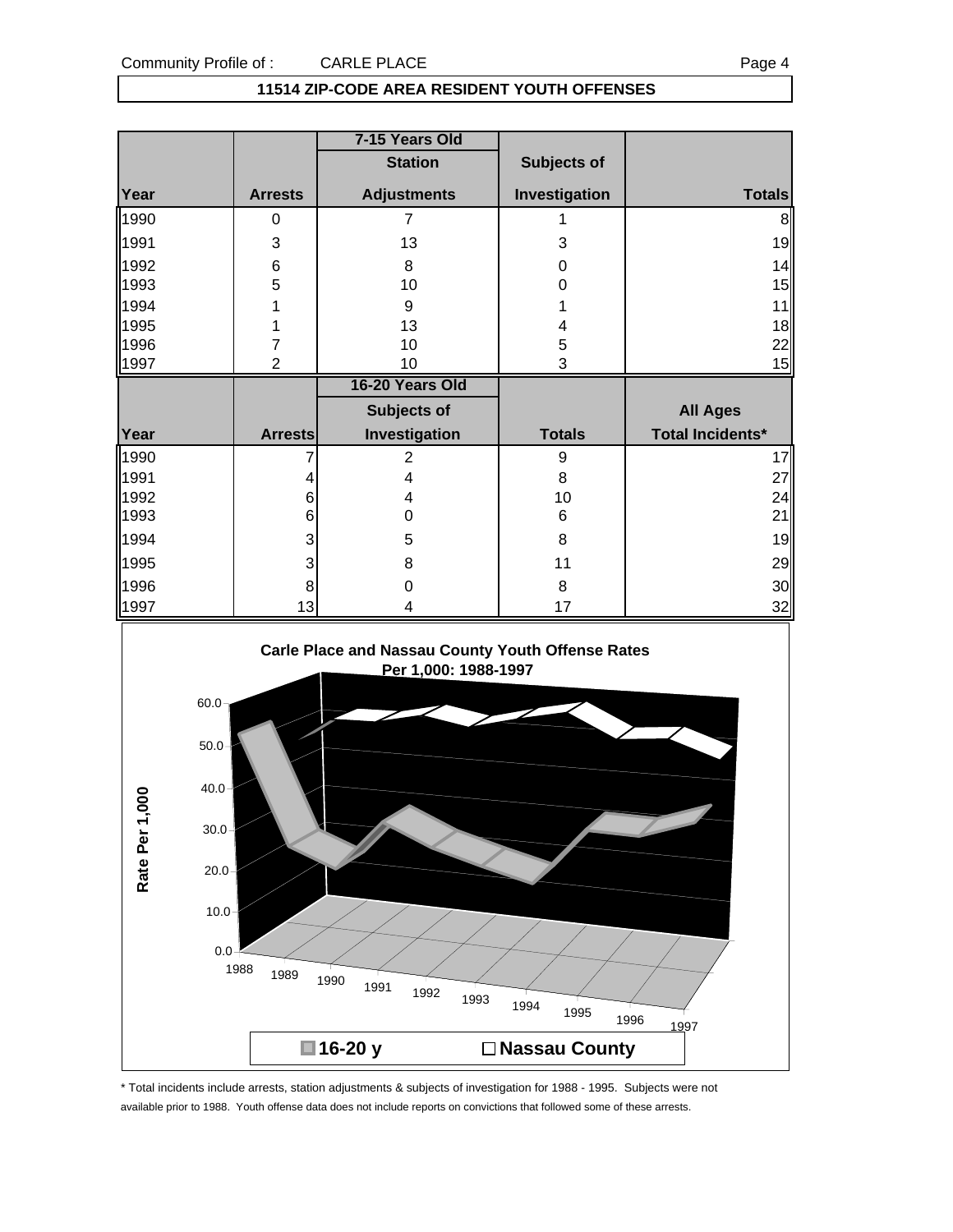Community Profile of : CARLE PLACE

## 11514 ZIP-CODE AREA RESIDENT YOUTH OFFENSES

| | | 7-15 Years Old | | |
|---|---|---|---|---|
| | | Station | Subjects of | |
| Year | Arrests | Adjustments | Investigation | Totals |
| 1990 | 0 | 7 | 1 | 8 |
| 1991 | 3 | 13 | 3 | 19 |
| 1992 | 6 | 8 | 0 | 14 |
| 1993 | 5 | 10 | 0 | 15 |
| 1994 | 1 | 9 | 1 | 11 |
| 1995 | 1 | 13 | 4 | 18 |
| 1996 | 7 | 10 | 5 | 22 |
| 1997 | 2 | 10 | 3 | 15 |

| | | 16-20 Years Old | | |
|---|---|---|---|---|
| | | Subjects of | | All Ages |
| Year | Arrests | Investigation | Totals | Total Incidents* |
| 1990 | 7 | 2 | 9 | 17 |
| 1991 | 4 | 4 | 8 | 27 |
| 1992 | 6 | 4 | 10 | 24 |
| 1993 | 6 | 0 | 6 | 21 |
| 1994 | 3 | 5 | 8 | 19 |
| 1995 | 3 | 8 | 11 | 29 |
| 1996 | 8 | 0 | 8 | 30 |
| 1997 | 13 | 4 | 17 | 32 |

**Carle Place and Nassau County Youth Offense Rates Per 1,000: 1988-1997**

\* Total incidents include arrests, station adjustments & subjects of investigation for 1988 - 1995. Subjects were not available prior to 1988. Youth offense data does not include reports on convictions that followed some of these arrests.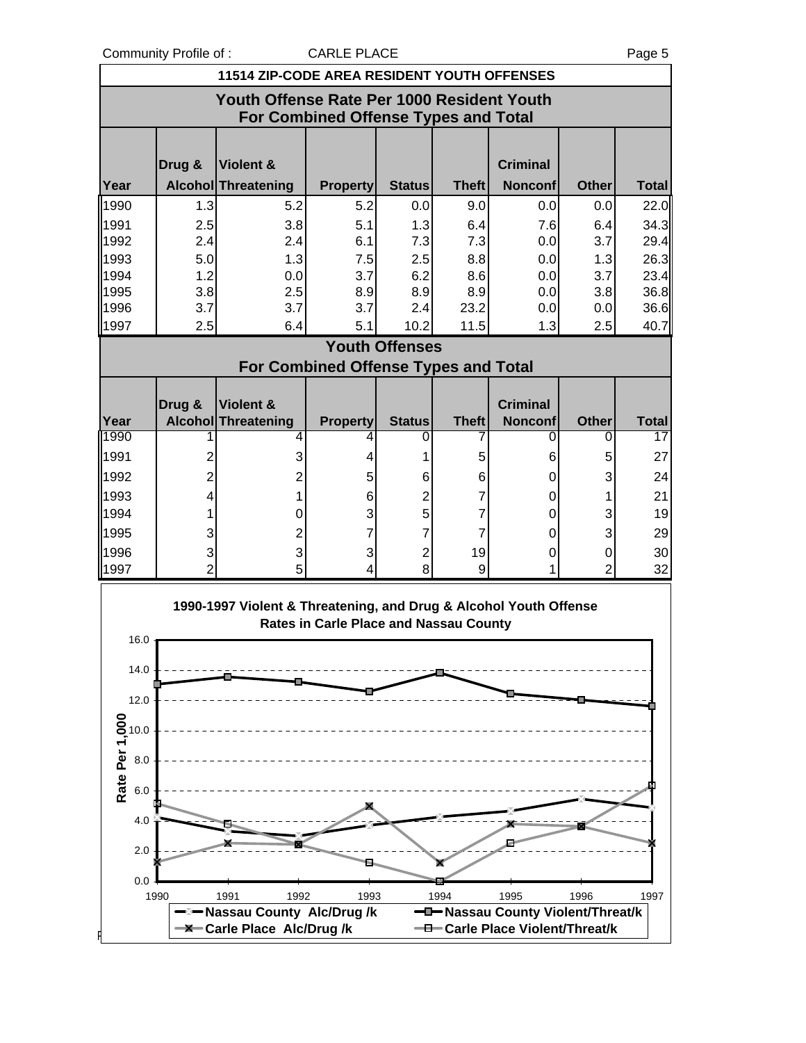## 11514 ZIP-CODE AREA RESIDENT YOUTH OFFENSES

### Youth Offense Rate Per 1000 Resident Youth For Combined Offense Types and Total

| Year | Drug & Alcohol | Violent & Threatening | Property | Status | Theft | Criminal Nonconf | Other | Total |
|---|---|---|---|---|---|---|---|---|
| 1990 | 1.3 | 5.2 | 5.2 | 0.0 | 9.0 | 0.0 | 0.0 | 22.0 |
| 1991 | 2.5 | 3.8 | 5.1 | 1.3 | 6.4 | 7.6 | 6.4 | 34.3 |
| 1992 | 2.4 | 2.4 | 6.1 | 7.3 | 7.3 | 0.0 | 3.7 | 29.4 |
| 1993 | 5.0 | 1.3 | 7.5 | 2.5 | 8.8 | 0.0 | 1.3 | 26.3 |
| 1994 | 1.2 | 0.0 | 3.7 | 6.2 | 8.6 | 0.0 | 3.7 | 23.4 |
| 1995 | 3.8 | 2.5 | 8.9 | 8.9 | 8.9 | 0.0 | 3.8 | 36.8 |
| 1996 | 3.7 | 3.7 | 3.7 | 2.4 | 23.2 | 0.0 | 0.0 | 36.6 |
| 1997 | 2.5 | 6.4 | 5.1 | 10.2 | 11.5 | 1.3 | 2.5 | 40.7 |

### Youth Offenses For Combined Offense Types and Total

| Year | Drug & Alcohol | Violent & Threatening | Property | Status | Theft | Criminal Nonconf | Other | Total |
|---|---|---|---|---|---|---|---|---|
| 1990 | 1 | 4 | 4 | 0 | 7 | 0 | 0 | 17 |
| 1991 | 2 | 3 | 4 | 1 | 5 | 6 | 5 | 27 |
| 1992 | 2 | 2 | 5 | 6 | 6 | 0 | 3 | 24 |
| 1993 | 4 | 1 | 6 | 2 | 7 | 0 | 1 | 21 |
| 1994 | 1 | 0 | 3 | 5 | 7 | 0 | 3 | 19 |
| 1995 | 3 | 2 | 7 | 7 | 7 | 0 | 3 | 29 |
| 1996 | 3 | 3 | 3 | 2 | 19 | 0 | 0 | 30 |
| 1997 | 2 | 5 | 4 | 8 | 9 | 1 | 2 | 32 |

### 1990-1997 Violent & Threatening, and Drug & Alcohol Youth Offense Rates in Carle Place and Nassau County

Rate Per 1,000

Legend: Nassau County Alc/Drug /k; Nassau County Violent/Threat/k; Carle Place Alc/Drug /k; Carle Place Violent/Threat/k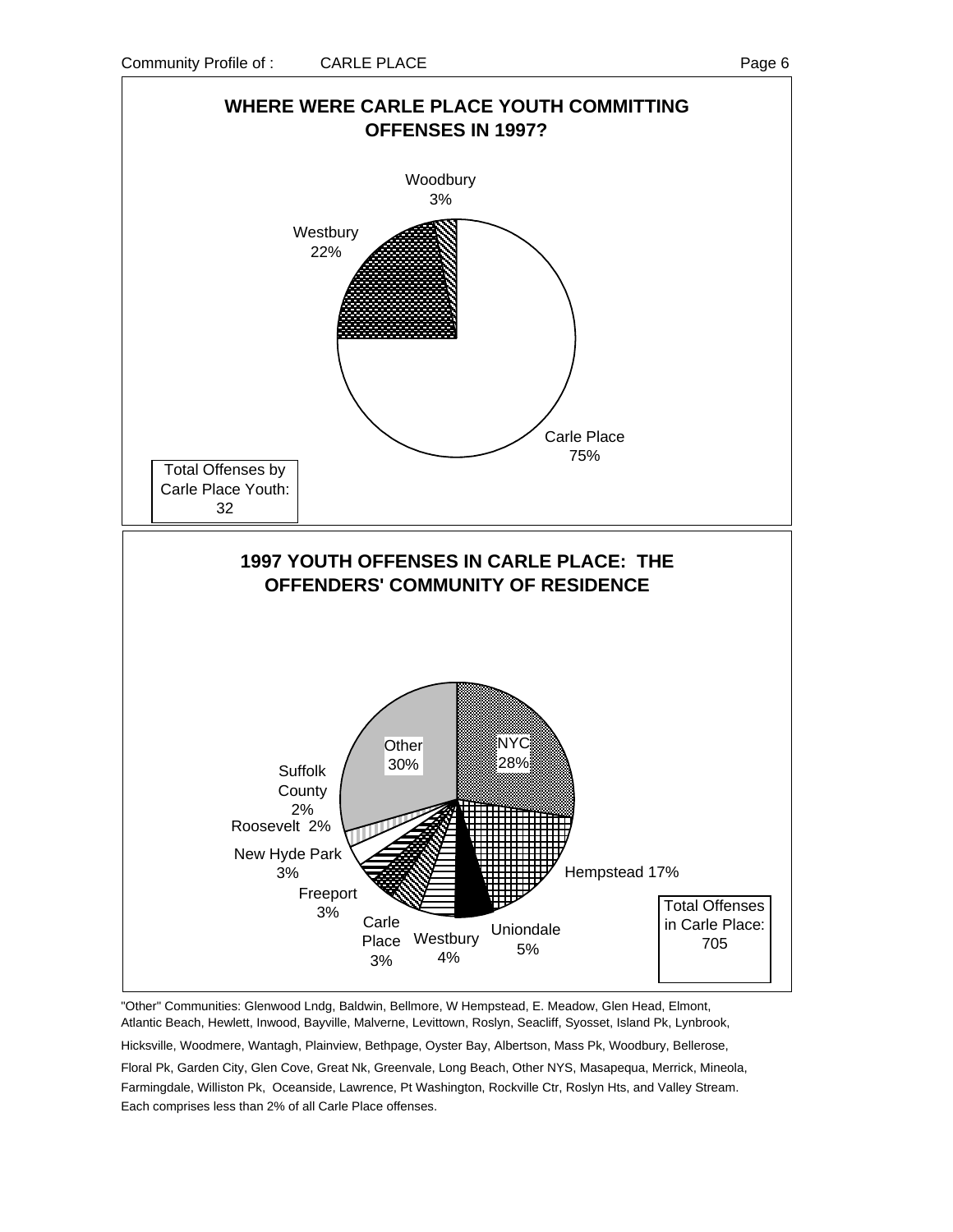## WHERE WERE CARLE PLACE YOUTH COMMITTING OFFENSES IN 1997?

Woodbury 3%

Westbury 22%

Carle Place 75%

Total Offenses by Carle Place Youth: 32

## 1997 YOUTH OFFENSES IN CARLE PLACE: THE OFFENDERS' COMMUNITY OF RESIDENCE

Other 30%

NYC 28%

Hempstead 17%

Uniondale 5%

Westbury 4%

Carle Place 3%

Freeport 3%

New Hyde Park 3%

Roosevelt 2%

Suffolk County 2%

Total Offenses in Carle Place: 705

"Other" Communities: Glenwood Lndg, Baldwin, Bellmore, W Hempstead, E. Meadow, Glen Head, Elmont, Atlantic Beach, Hewlett, Inwood, Bayville, Malverne, Levittown, Roslyn, Seacliff, Syosset, Island Pk, Lynbrook, Hicksville, Woodmere, Wantagh, Plainview, Bethpage, Oyster Bay, Albertson, Mass Pk, Woodbury, Bellerose, Floral Pk, Garden City, Glen Cove, Great Nk, Greenvale, Long Beach, Other NYS, Masapequa, Merrick, Mineola, Farmingdale, Williston Pk, Oceanside, Lawrence, Pt Washington, Rockville Ctr, Roslyn Hts, and Valley Stream. Each comprises less than 2% of all Carle Place offenses.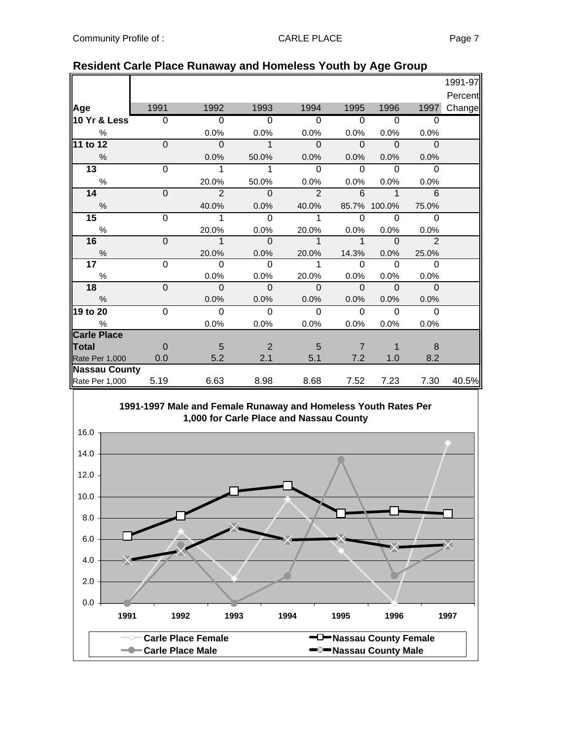## Resident Carle Place Runaway and Homeless Youth by Age Group

| Age | 1991 | 1992 | 1993 | 1994 | 1995 | 1996 | 1997 | 1991-97 Percent Change |
|---|---|---|---|---|---|---|---|---|
| **10 Yr & Less** | 0 | 0 | 0 | 0 | 0 | 0 | 0 | |
| % | | 0.0% | 0.0% | 0.0% | 0.0% | 0.0% | 0.0% | |
| **11 to 12** | 0 | 0 | 1 | 0 | 0 | 0 | 0 | |
| % | | 0.0% | 50.0% | 0.0% | 0.0% | 0.0% | 0.0% | |
| **13** | 0 | 1 | 1 | 0 | 0 | 0 | 0 | |
| % | | 20.0% | 50.0% | 0.0% | 0.0% | 0.0% | 0.0% | |
| **14** | 0 | 2 | 0 | 2 | 6 | 1 | 6 | |
| % | | 40.0% | 0.0% | 40.0% | 85.7% | 100.0% | 75.0% | |
| **15** | 0 | 1 | 0 | 1 | 0 | 0 | 0 | |
| % | | 20.0% | 0.0% | 20.0% | 0.0% | 0.0% | 0.0% | |
| **16** | 0 | 1 | 0 | 1 | 1 | 0 | 2 | |
| % | | 20.0% | 0.0% | 20.0% | 14.3% | 0.0% | 25.0% | |
| **17** | 0 | 0 | 0 | 1 | 0 | 0 | 0 | |
| % | | 0.0% | 0.0% | 20.0% | 0.0% | 0.0% | 0.0% | |
| **18** | 0 | 0 | 0 | 0 | 0 | 0 | 0 | |
| % | | 0.0% | 0.0% | 0.0% | 0.0% | 0.0% | 0.0% | |
| **19 to 20** | 0 | 0 | 0 | 0 | 0 | 0 | 0 | |
| % | | 0.0% | 0.0% | 0.0% | 0.0% | 0.0% | 0.0% | |
| **Carle Place Total** | 0 | 5 | 2 | 5 | 7 | 1 | 8 | |
| Rate Per 1,000 | 0.0 | 5.2 | 2.1 | 5.1 | 7.2 | 1.0 | 8.2 | |
| **Nassau County** | | | | | | | | |
| Rate Per 1,000 | 5.19 | 6.63 | 8.98 | 8.68 | 7.52 | 7.23 | 7.30 | 40.5% |

**1991-1997 Male and Female Runaway and Homeless Youth Rates Per 1,000 for Carle Place and Nassau County**

Legend: Carle Place Female; Carle Place Male; Nassau County Female; Nassau County Male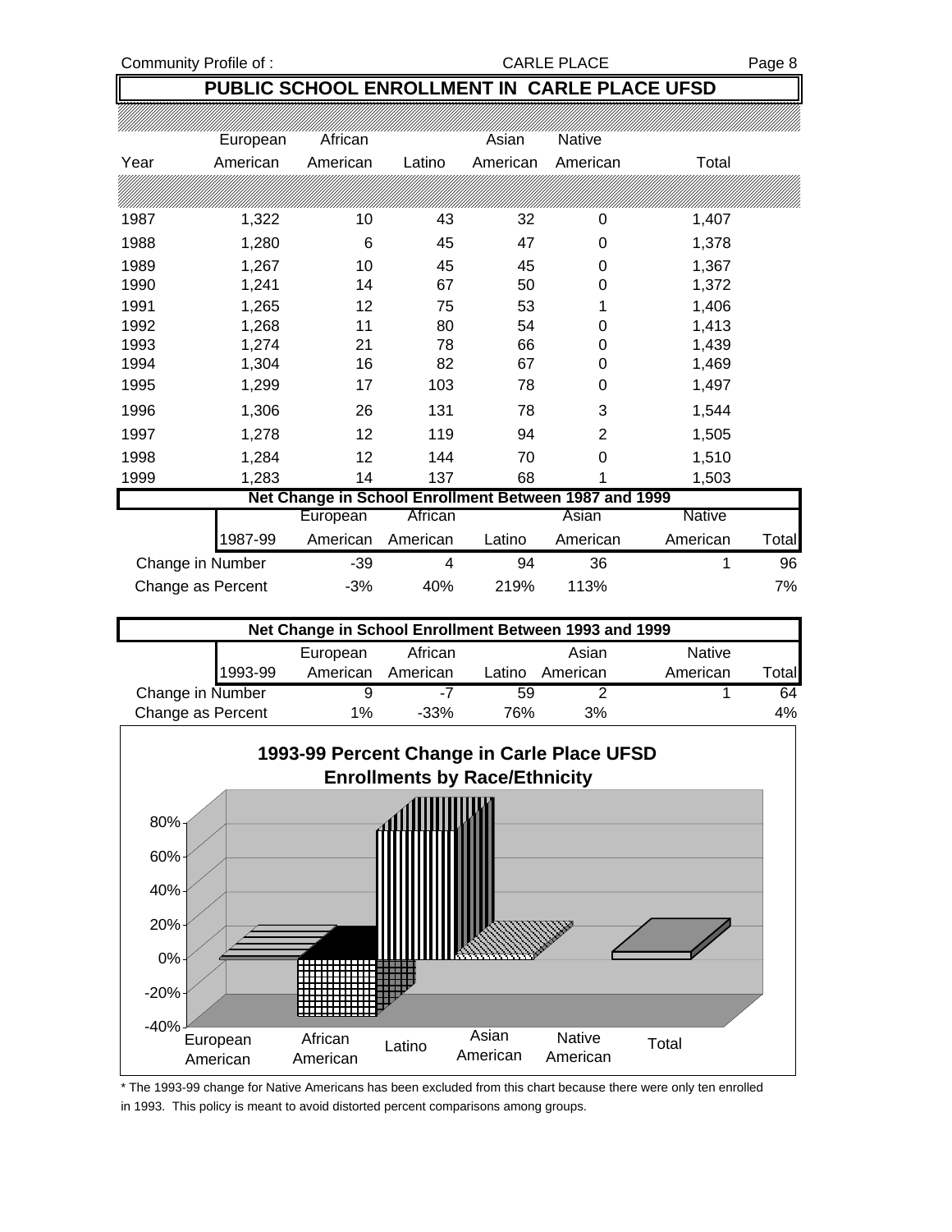# PUBLIC SCHOOL ENROLLMENT IN CARLE PLACE UFSD

| Year | European American | African American | Latino | Asian American | Native American | Total |
|---|---|---|---|---|---|---|
| 1987 | 1,322 | 10 | 43 | 32 | 0 | 1,407 |
| 1988 | 1,280 | 6 | 45 | 47 | 0 | 1,378 |
| 1989 | 1,267 | 10 | 45 | 45 | 0 | 1,367 |
| 1990 | 1,241 | 14 | 67 | 50 | 0 | 1,372 |
| 1991 | 1,265 | 12 | 75 | 53 | 1 | 1,406 |
| 1992 | 1,268 | 11 | 80 | 54 | 0 | 1,413 |
| 1993 | 1,274 | 21 | 78 | 66 | 0 | 1,439 |
| 1994 | 1,304 | 16 | 82 | 67 | 0 | 1,469 |
| 1995 | 1,299 | 17 | 103 | 78 | 0 | 1,497 |
| 1996 | 1,306 | 26 | 131 | 78 | 3 | 1,544 |
| 1997 | 1,278 | 12 | 119 | 94 | 2 | 1,505 |
| 1998 | 1,284 | 12 | 144 | 70 | 0 | 1,510 |
| 1999 | 1,283 | 14 | 137 | 68 | 1 | 1,503 |

## Net Change in School Enrollment Between 1987 and 1999

| 1987-99 | European American | African American | Latino | Asian American | Native American | Total |
|---|---|---|---|---|---|---|
| Change in Number | -39 | 4 | 94 | 36 | 1 | 96 |
| Change as Percent | -3% | 40% | 219% | 113% | | 7% |

## Net Change in School Enrollment Between 1993 and 1999

| 1993-99 | European American | African American | Latino | Asian American | Native American | Total |
|---|---|---|---|---|---|---|
| Change in Number | 9 | -7 | 59 | 2 | 1 | 64 |
| Change as Percent | 1% | -33% | 76% | 3% | | 4% |

## 1993-99 Percent Change in Carle Place UFSD Enrollments by Race/Ethnicity

* The 1993-99 change for Native Americans has been excluded from this chart because there were only ten enrolled in 1993. This policy is meant to avoid distorted percent comparisons among groups.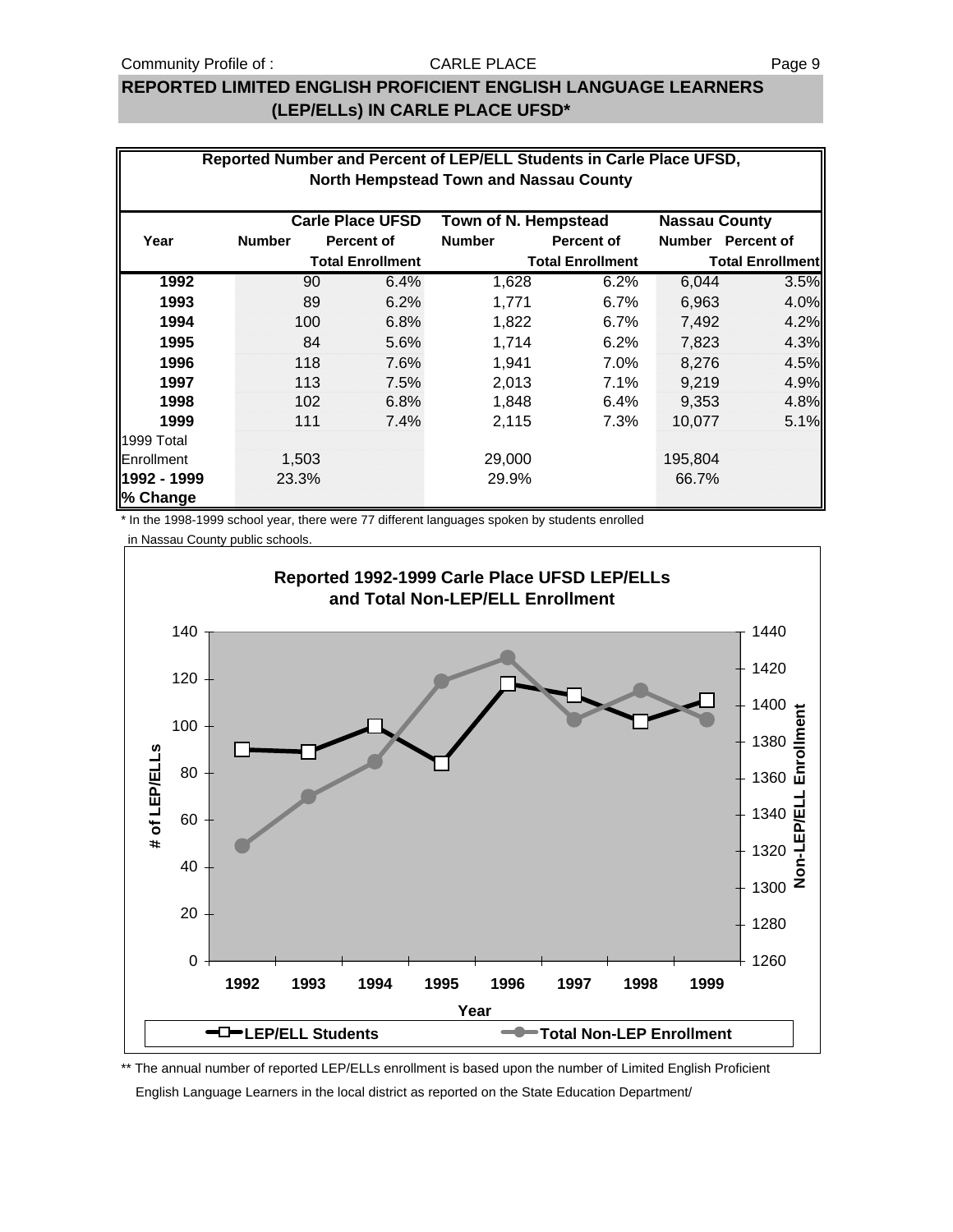## REPORTED LIMITED ENGLISH PROFICIENT ENGLISH LANGUAGE LEARNERS (LEP/ELLs) IN CARLE PLACE UFSD*

**Reported Number and Percent of LEP/ELL Students in Carle Place UFSD, North Hempstead Town and Nassau County**

| Year | Carle Place UFSD | | Town of N. Hempstead | | Nassau County | |
|---|---|---|---|---|---|---|
| | Number | Percent of Total Enrollment | Number | Percent of Total Enrollment | Number | Percent of Total Enrollment |
| **1992** | 90 | 6.4% | 1,628 | 6.2% | 6,044 | 3.5% |
| **1993** | 89 | 6.2% | 1,771 | 6.7% | 6,963 | 4.0% |
| **1994** | 100 | 6.8% | 1,822 | 6.7% | 7,492 | 4.2% |
| **1995** | 84 | 5.6% | 1,714 | 6.2% | 7,823 | 4.3% |
| **1996** | 118 | 7.6% | 1,941 | 7.0% | 8,276 | 4.5% |
| **1997** | 113 | 7.5% | 2,013 | 7.1% | 9,219 | 4.9% |
| **1998** | 102 | 6.8% | 1,848 | 6.4% | 9,353 | 4.8% |
| **1999** | 111 | 7.4% | 2,115 | 7.3% | 10,077 | 5.1% |
| 1999 Total Enrollment | 1,503 | | 29,000 | | 195,804 | |
| **1992 - 1999 % Change** | 23.3% | | 29.9% | | 66.7% | |

\* In the 1998-1999 school year, there were 77 different languages spoken by students enrolled in Nassau County public schools.

**Reported 1992-1999 Carle Place UFSD LEP/ELLs and Total Non-LEP/ELL Enrollment**

| Year | LEP/ELL Students | Total Non-LEP Enrollment |
|---|---|---|
| 1992 | 90 | ~1323 |
| 1993 | 89 | ~1350 |
| 1994 | 100 | ~1369 |
| 1995 | 84 | ~1413 |
| 1996 | 118 | ~1426 |
| 1997 | 113 | ~1392 |
| 1998 | 102 | ~1409 |
| 1999 | 111 | ~1392 |

\*\* The annual number of reported LEP/ELLs enrollment is based upon the number of Limited English Proficient English Language Learners in the local district as reported on the State Education Department/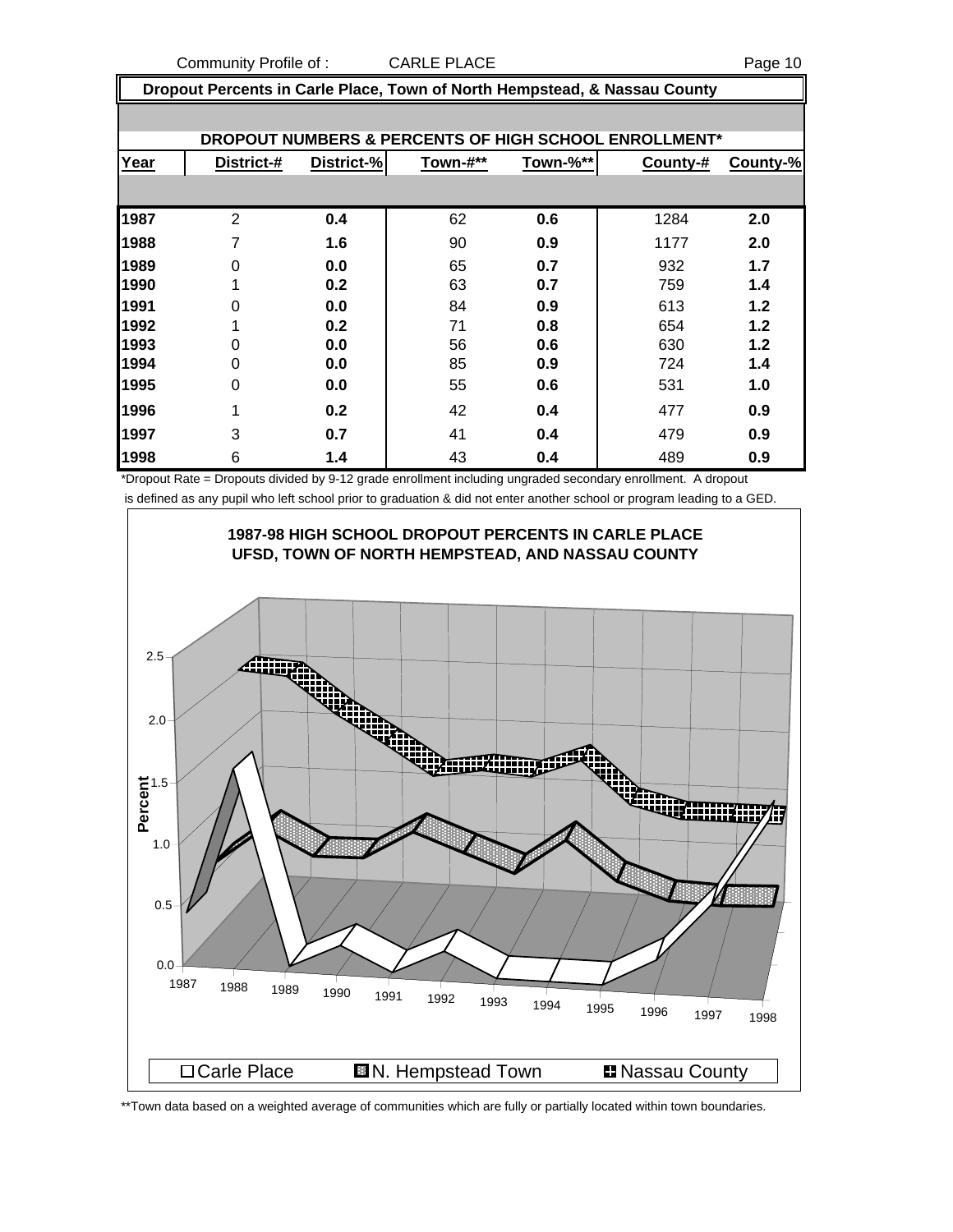## Dropout Percents in Carle Place, Town of North Hempstead, & Nassau County

### DROPOUT NUMBERS & PERCENTS OF HIGH SCHOOL ENROLLMENT*

| Year | District-# | District-% | Town-#** | Town-%** | County-# | County-% |
|---|---|---|---|---|---|---|
| 1987 | 2 | **0.4** | 62 | **0.6** | 1284 | **2.0** |
| 1988 | 7 | **1.6** | 90 | **0.9** | 1177 | **2.0** |
| 1989 | 0 | **0.0** | 65 | **0.7** | 932 | **1.7** |
| 1990 | 1 | **0.2** | 63 | **0.7** | 759 | **1.4** |
| 1991 | 0 | **0.0** | 84 | **0.9** | 613 | **1.2** |
| 1992 | 1 | **0.2** | 71 | **0.8** | 654 | **1.2** |
| 1993 | 0 | **0.0** | 56 | **0.6** | 630 | **1.2** |
| 1994 | 0 | **0.0** | 85 | **0.9** | 724 | **1.4** |
| 1995 | 0 | **0.0** | 55 | **0.6** | 531 | **1.0** |
| 1996 | 1 | **0.2** | 42 | **0.4** | 477 | **0.9** |
| 1997 | 3 | **0.7** | 41 | **0.4** | 479 | **0.9** |
| 1998 | 6 | **1.4** | 43 | **0.4** | 489 | **0.9** |

*Dropout Rate = Dropouts divided by 9-12 grade enrollment including ungraded secondary enrollment. A dropout is defined as any pupil who left school prior to graduation & did not enter another school or program leading to a GED.

**1987-98 HIGH SCHOOL DROPOUT PERCENTS IN CARLE PLACE UFSD, TOWN OF NORTH HEMPSTEAD, AND NASSAU COUNTY**

**Town data based on a weighted average of communities which are fully or partially located within town boundaries.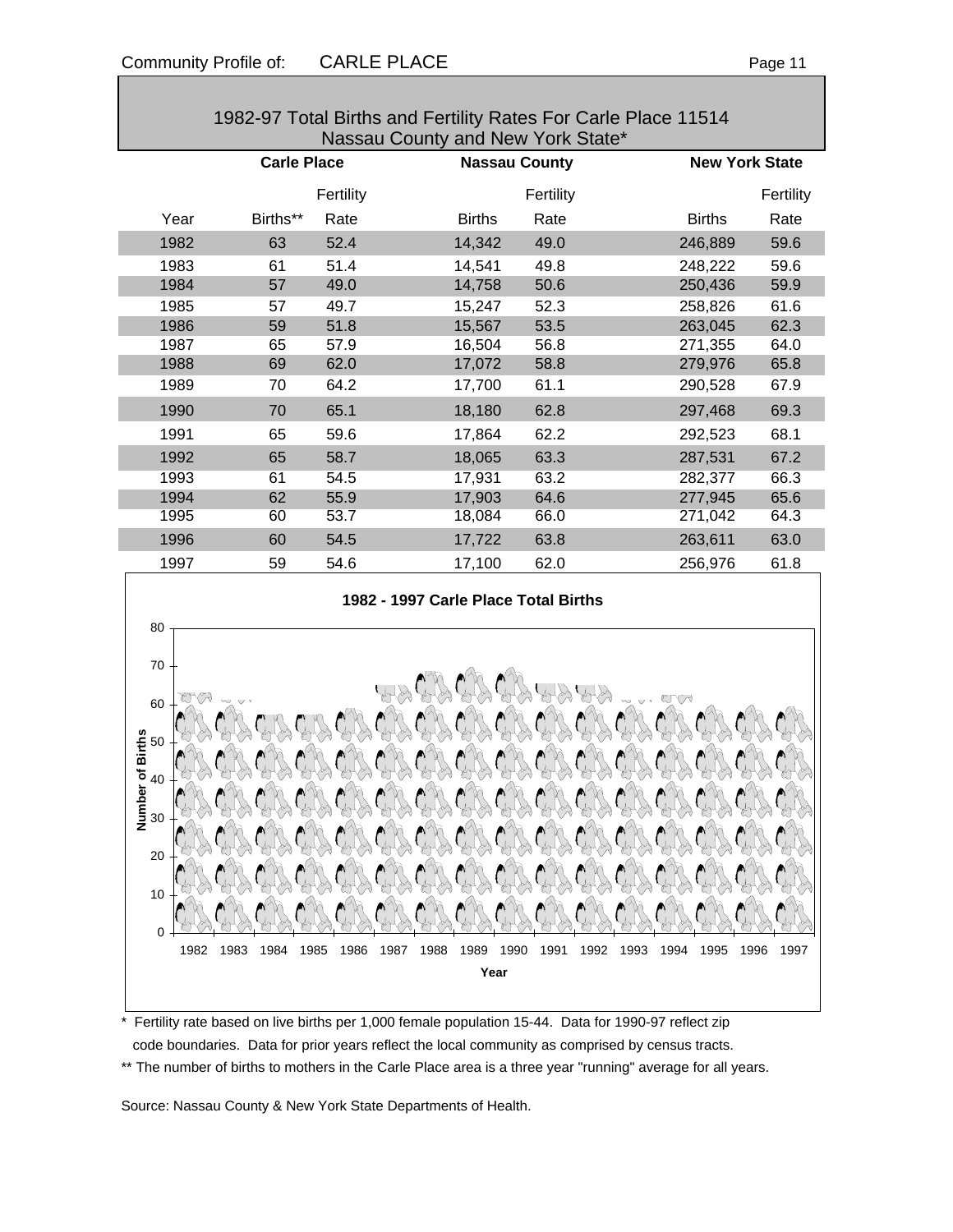## 1982-97 Total Births and Fertility Rates For Carle Place 11514 Nassau County and New York State*

| | Carle Place | | Nassau County | | New York State | |
|---|---|---|---|---|---|---|
| Year | Births** | Fertility Rate | Births | Fertility Rate | Births | Fertility Rate |
| 1982 | 63 | 52.4 | 14,342 | 49.0 | 246,889 | 59.6 |
| 1983 | 61 | 51.4 | 14,541 | 49.8 | 248,222 | 59.6 |
| 1984 | 57 | 49.0 | 14,758 | 50.6 | 250,436 | 59.9 |
| 1985 | 57 | 49.7 | 15,247 | 52.3 | 258,826 | 61.6 |
| 1986 | 59 | 51.8 | 15,567 | 53.5 | 263,045 | 62.3 |
| 1987 | 65 | 57.9 | 16,504 | 56.8 | 271,355 | 64.0 |
| 1988 | 69 | 62.0 | 17,072 | 58.8 | 279,976 | 65.8 |
| 1989 | 70 | 64.2 | 17,700 | 61.1 | 290,528 | 67.9 |
| 1990 | 70 | 65.1 | 18,180 | 62.8 | 297,468 | 69.3 |
| 1991 | 65 | 59.6 | 17,864 | 62.2 | 292,523 | 68.1 |
| 1992 | 65 | 58.7 | 18,065 | 63.3 | 287,531 | 67.2 |
| 1993 | 61 | 54.5 | 17,931 | 63.2 | 282,377 | 66.3 |
| 1994 | 62 | 55.9 | 17,903 | 64.6 | 277,945 | 65.6 |
| 1995 | 60 | 53.7 | 18,084 | 66.0 | 271,042 | 64.3 |
| 1996 | 60 | 54.5 | 17,722 | 63.8 | 263,611 | 63.0 |
| 1997 | 59 | 54.6 | 17,100 | 62.0 | 256,976 | 61.8 |

**1982 - 1997 Carle Place Total Births**

| Year | Number of Births |
|---|---|
| 1982 | 63 |
| 1983 | 61 |
| 1984 | 57 |
| 1985 | 57 |
| 1986 | 59 |
| 1987 | 65 |
| 1988 | 69 |
| 1989 | 70 |
| 1990 | 70 |
| 1991 | 65 |
| 1992 | 65 |
| 1993 | 61 |
| 1994 | 62 |
| 1995 | 60 |
| 1996 | 60 |
| 1997 | 59 |

\* Fertility rate based on live births per 1,000 female population 15-44. Data for 1990-97 reflect zip code boundaries. Data for prior years reflect the local community as comprised by census tracts.

** The number of births to mothers in the Carle Place area is a three year "running" average for all years.

Source: Nassau County & New York State Departments of Health.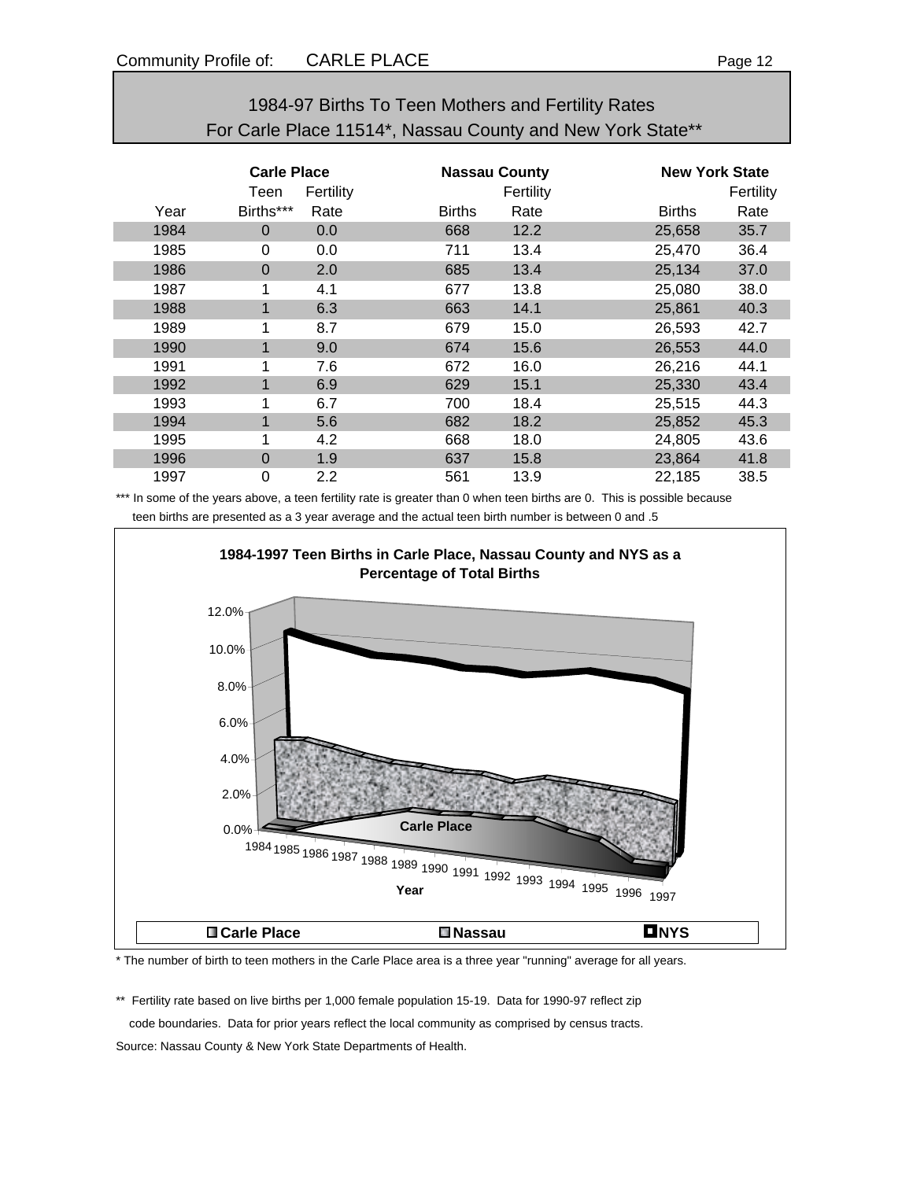## 1984-97 Births To Teen Mothers and Fertility Rates For Carle Place 11514*, Nassau County and New York State**

| | Carle Place | | Nassau County | | New York State | |
|---|---|---|---|---|---|---|
| Year | Teen Births*** | Fertility Rate | Births | Fertility Rate | Births | Fertility Rate |
| 1984 | 0 | 0.0 | 668 | 12.2 | 25,658 | 35.7 |
| 1985 | 0 | 0.0 | 711 | 13.4 | 25,470 | 36.4 |
| 1986 | 0 | 2.0 | 685 | 13.4 | 25,134 | 37.0 |
| 1987 | 1 | 4.1 | 677 | 13.8 | 25,080 | 38.0 |
| 1988 | 1 | 6.3 | 663 | 14.1 | 25,861 | 40.3 |
| 1989 | 1 | 8.7 | 679 | 15.0 | 26,593 | 42.7 |
| 1990 | 1 | 9.0 | 674 | 15.6 | 26,553 | 44.0 |
| 1991 | 1 | 7.6 | 672 | 16.0 | 26,216 | 44.1 |
| 1992 | 1 | 6.9 | 629 | 15.1 | 25,330 | 43.4 |
| 1993 | 1 | 6.7 | 700 | 18.4 | 25,515 | 44.3 |
| 1994 | 1 | 5.6 | 682 | 18.2 | 25,852 | 45.3 |
| 1995 | 1 | 4.2 | 668 | 18.0 | 24,805 | 43.6 |
| 1996 | 0 | 1.9 | 637 | 15.8 | 23,864 | 41.8 |
| 1997 | 0 | 2.2 | 561 | 13.9 | 22,185 | 38.5 |

*** In some of the years above, a teen fertility rate is greater than 0 when teen births are 0. This is possible because teen births are presented as a 3 year average and the actual teen birth number is between 0 and .5

**1984-1997 Teen Births in Carle Place, Nassau County and NYS as a Percentage of Total Births**

\* The number of birth to teen mothers in the Carle Place area is a three year "running" average for all years.

** Fertility rate based on live births per 1,000 female population 15-19. Data for 1990-97 reflect zip code boundaries. Data for prior years reflect the local community as comprised by census tracts.

Source: Nassau County & New York State Departments of Health.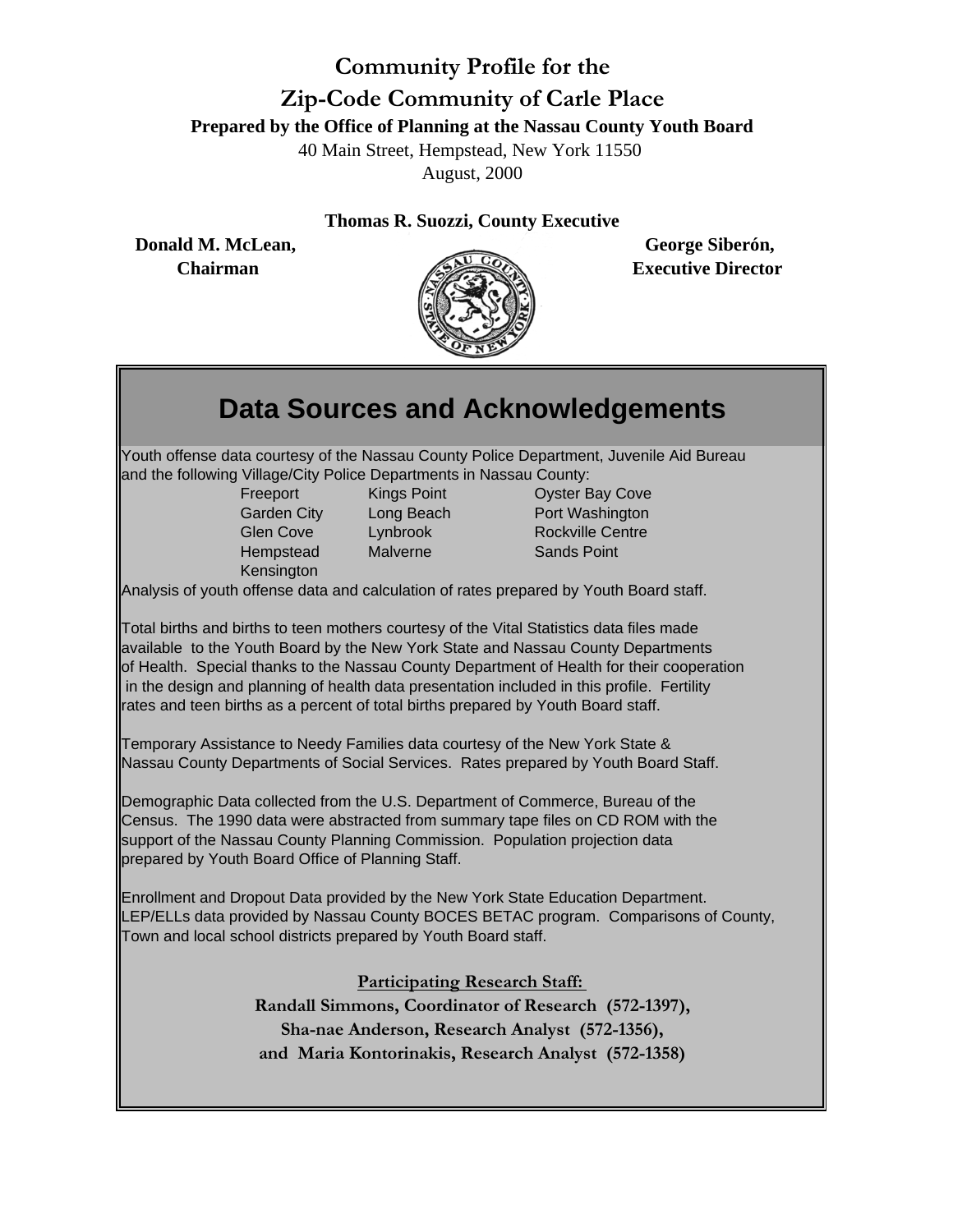# Community Profile for the

# Zip-Code Community of Carle Place

**Prepared by the Office of Planning at the Nassau County Youth Board**

40 Main Street, Hempstead, New York 11550

August, 2000

**Thomas R. Suozzi, County Executive**

**Donald M. McLean, Chairman**

**George Siberón, Executive Director**

## Data Sources and Acknowledgements

Youth offense data courtesy of the Nassau County Police Department, Juvenile Aid Bureau and the following Village/City Police Departments in Nassau County:

| | | |
|---|---|---|
| Freeport | Kings Point | Oyster Bay Cove |
| Garden City | Long Beach | Port Washington |
| Glen Cove | Lynbrook | Rockville Centre |
| Hempstead | Malverne | Sands Point |
| Kensington | | |

Analysis of youth offense data and calculation of rates prepared by Youth Board staff.

Total births and births to teen mothers courtesy of the Vital Statistics data files made available to the Youth Board by the New York State and Nassau County Departments of Health. Special thanks to the Nassau County Department of Health for their cooperation in the design and planning of health data presentation included in this profile. Fertility rates and teen births as a percent of total births prepared by Youth Board staff.

Temporary Assistance to Needy Families data courtesy of the New York State & Nassau County Departments of Social Services. Rates prepared by Youth Board Staff.

Demographic Data collected from the U.S. Department of Commerce, Bureau of the Census. The 1990 data were abstracted from summary tape files on CD ROM with the support of the Nassau County Planning Commission. Population projection data prepared by Youth Board Office of Planning Staff.

Enrollment and Dropout Data provided by the New York State Education Department. LEP/ELLs data provided by Nassau County BOCES BETAC program. Comparisons of County, Town and local school districts prepared by Youth Board staff.

**Participating Research Staff:**

**Randall Simmons, Coordinator of Research (572-1397),**

**Sha-nae Anderson, Research Analyst (572-1356),**

**and Maria Kontorinakis, Research Analyst (572-1358)**